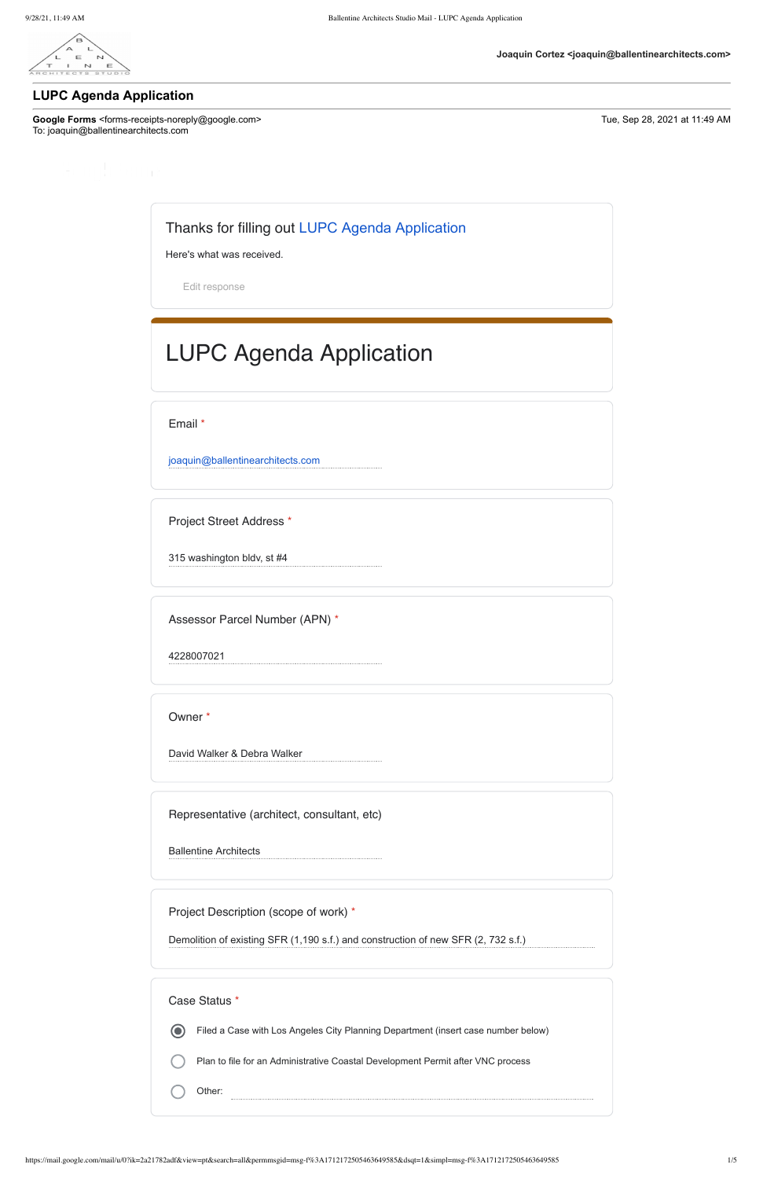Joaquin Cortez <joaquin@ballentinearchitects.com>

# LUPC Agenda Application

**Google Forms** <forms-receipts-noreply@google.com>
To: joaquin@ballentinearchitects.com

Tue, Sep 28, 2021 at 11:49 AM

Thanks for filling out LUPC Agenda Application

Here's what was received.

Edit response

## LUPC Agenda Application

**Email** *

joaquin@ballentinearchitects.com

**Project Street Address** *

315 washington bldv, st #4

**Assessor Parcel Number (APN)** *

4228007021

**Owner** *

David Walker & Debra Walker

**Representative (architect, consultant, etc)**

Ballentine Architects

**Project Description (scope of work)** *

Demolition of existing SFR (1,190 s.f.) and construction of new SFR (2, 732 s.f.)

**Case Status** *

- (●) Filed a Case with Los Angeles City Planning Department (insert case number below)
- ( ) Plan to file for an Administrative Coastal Development Permit after VNC process
- ( ) Other: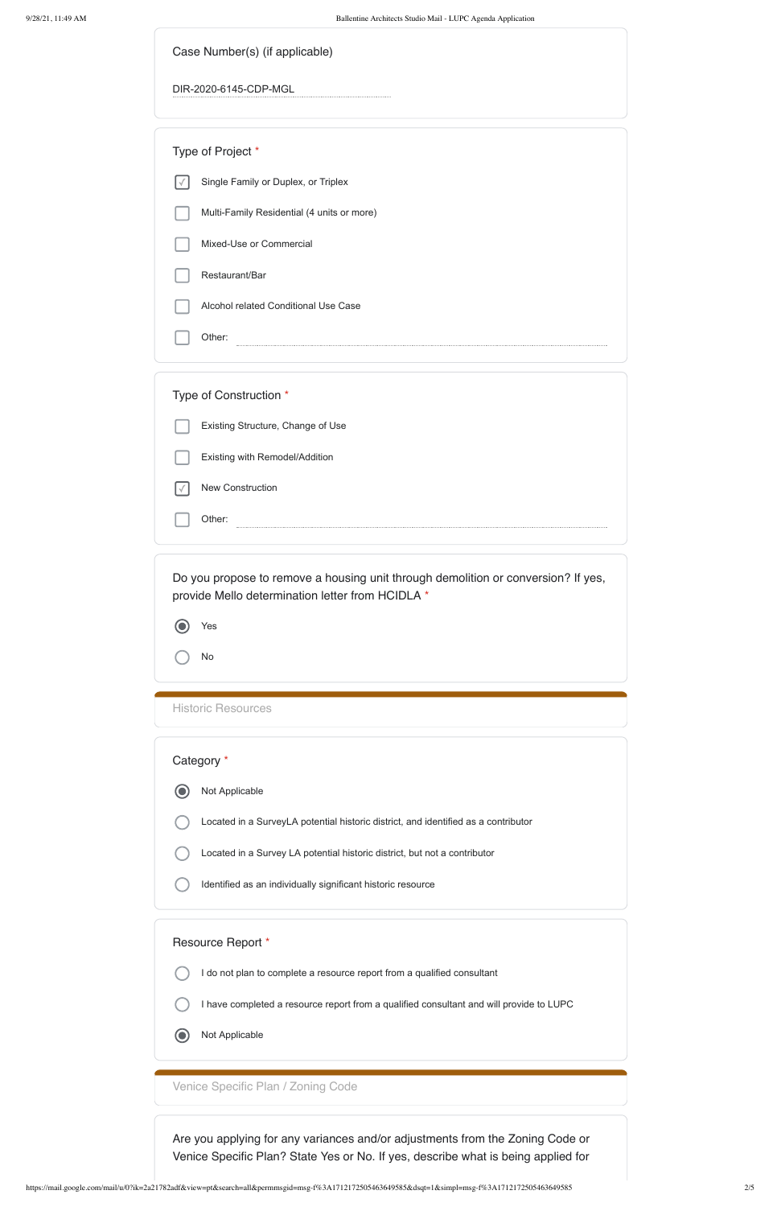Case Number(s) (if applicable)

DIR-2020-6145-CDP-MGL

Type of Project *

- [x] Single Family or Duplex, or Triplex
- [ ] Multi-Family Residential (4 units or more)
- [ ] Mixed-Use or Commercial
- [ ] Restaurant/Bar
- [ ] Alcohol related Conditional Use Case
- [ ] Other:

Type of Construction *

- [ ] Existing Structure, Change of Use
- [ ] Existing with Remodel/Addition
- [x] New Construction
- [ ] Other:

Do you propose to remove a housing unit through demolition or conversion? If yes, provide Mello determination letter from HCIDLA *

- (●) Yes
- ( ) No

## Historic Resources

Category *

- (●) Not Applicable
- ( ) Located in a SurveyLA potential historic district, and identified as a contributor
- ( ) Located in a Survey LA potential historic district, but not a contributor
- ( ) Identified as an individually significant historic resource

Resource Report *

- ( ) I do not plan to complete a resource report from a qualified consultant
- ( ) I have completed a resource report from a qualified consultant and will provide to LUPC
- (●) Not Applicable

## Venice Specific Plan / Zoning Code

Are you applying for any variances and/or adjustments from the Zoning Code or Venice Specific Plan? State Yes or No. If yes, describe what is being applied for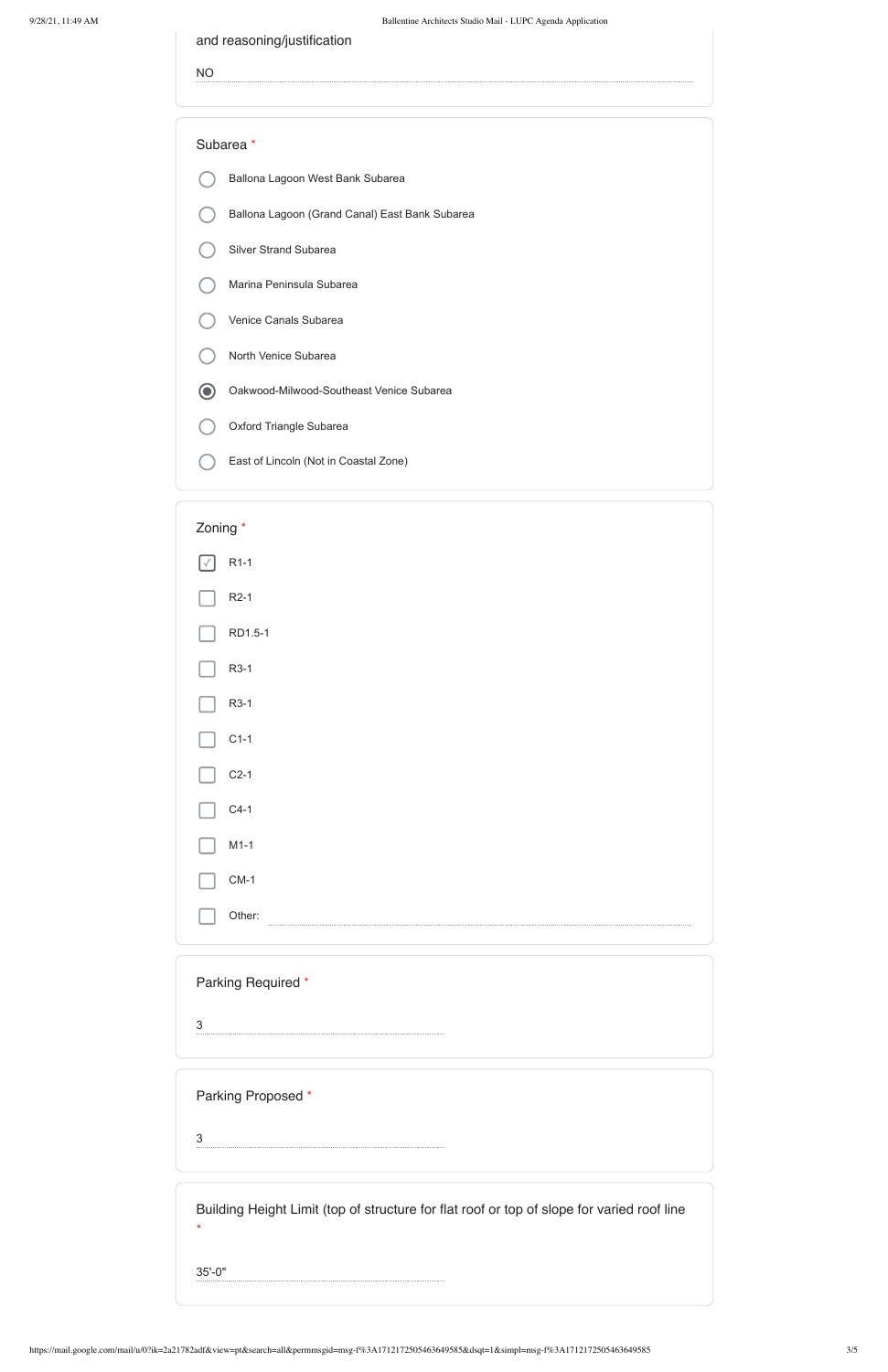and reasoning/justification

NO

**Subarea** *

- ○ Ballona Lagoon West Bank Subarea
- ○ Ballona Lagoon (Grand Canal) East Bank Subarea
- ○ Silver Strand Subarea
- ○ Marina Peninsula Subarea
- ○ Venice Canals Subarea
- ○ North Venice Subarea
- ◉ Oakwood-Milwood-Southeast Venice Subarea
- ○ Oxford Triangle Subarea
- ○ East of Lincoln (Not in Coastal Zone)

**Zoning** *

- [x] R1-1
- [ ] R2-1
- [ ] RD1.5-1
- [ ] R3-1
- [ ] R3-1
- [ ] C1-1
- [ ] C2-1
- [ ] C4-1
- [ ] M1-1
- [ ] CM-1
- [ ] Other:

**Parking Required** *

3

**Parking Proposed** *

3

**Building Height Limit (top of structure for flat roof or top of slope for varied roof line** *

35'-0"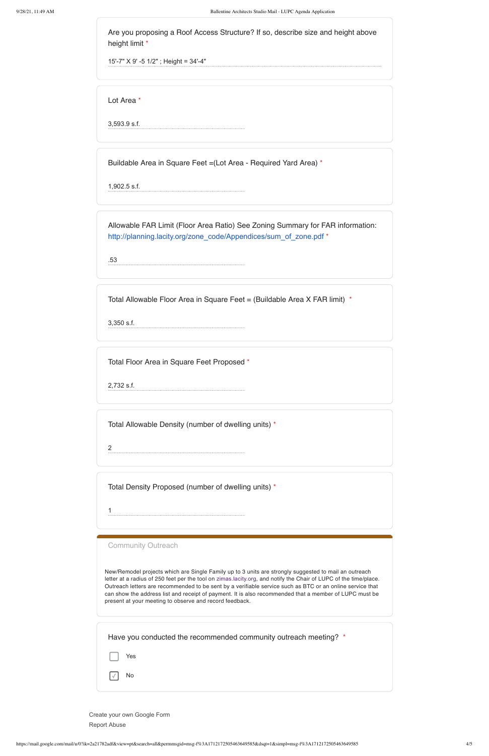Are you proposing a Roof Access Structure? If so, describe size and height above height limit *

15'-7" X 9' -5 1/2" ; Height = 34'-4"

Lot Area *

3,593.9 s.f.

Buildable Area in Square Feet =(Lot Area - Required Yard Area) *

1,902.5 s.f.

Allowable FAR Limit (Floor Area Ratio) See Zoning Summary for FAR information: http://planning.lacity.org/zone_code/Appendices/sum_of_zone.pdf *

.53

Total Allowable Floor Area in Square Feet = (Buildable Area X FAR limit) *

3,350 s.f.

Total Floor Area in Square Feet Proposed *

2,732 s.f.

Total Allowable Density (number of dwelling units) *

2

Total Density Proposed (number of dwelling units) *

1

## Community Outreach

New/Remodel projects which are Single Family up to 3 units are strongly suggested to mail an outreach letter at a radius of 250 feet per the tool on zimas.lacity.org, and notify the Chair of LUPC of the time/place. Outreach letters are recommended to be sent by a verifiable service such as BTC or an online service that can show the address list and receipt of payment. It is also recommended that a member of LUPC must be present at your meeting to observe and record feedback.

Have you conducted the recommended community outreach meeting? *

- [ ] Yes
- [x] No

Create your own Google Form
Report Abuse